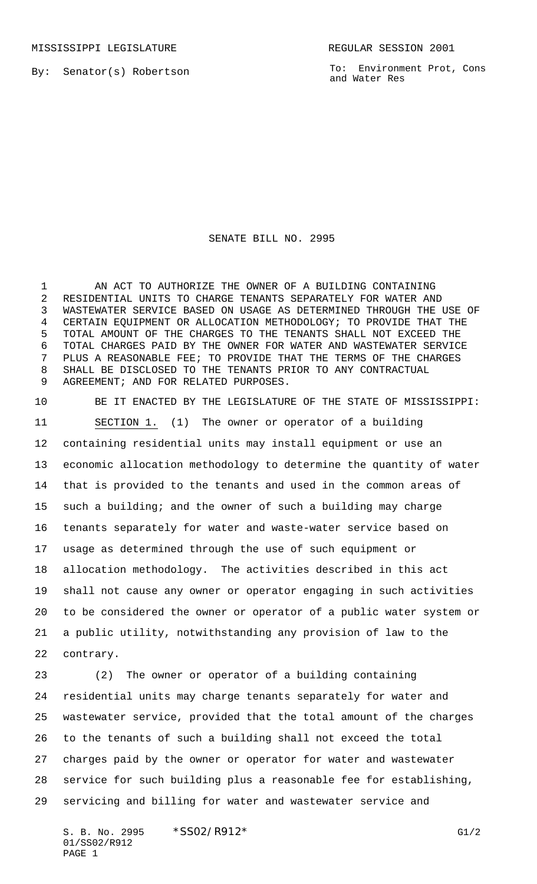MISSISSIPPI LEGISLATURE REGULAR SESSION 2001

By: Senator(s) Robertson

To: Environment Prot, Cons and Water Res

# SENATE BILL NO. 2995

AN ACT TO AUTHORIZE THE OWNER OF A BUILDING CONTAINING RESIDENTIAL UNITS TO CHARGE TENANTS SEPARATELY FOR WATER AND WASTEWATER SERVICE BASED ON USAGE AS DETERMINED THROUGH THE USE OF CERTAIN EQUIPMENT OR ALLOCATION METHODOLOGY; TO PROVIDE THAT THE TOTAL AMOUNT OF THE CHARGES TO THE TENANTS SHALL NOT EXCEED THE TOTAL CHARGES PAID BY THE OWNER FOR WATER AND WASTEWATER SERVICE PLUS A REASONABLE FEE; TO PROVIDE THAT THE TERMS OF THE CHARGES SHALL BE DISCLOSED TO THE TENANTS PRIOR TO ANY CONTRACTUAL AGREEMENT; AND FOR RELATED PURPOSES.

BE IT ENACTED BY THE LEGISLATURE OF THE STATE OF MISSISSIPPI:

SECTION 1. (1) The owner or operator of a building containing residential units may install equipment or use an economic allocation methodology to determine the quantity of water that is provided to the tenants and used in the common areas of such a building; and the owner of such a building may charge tenants separately for water and waste-water service based on usage as determined through the use of such equipment or allocation methodology. The activities described in this act shall not cause any owner or operator engaging in such activities to be considered the owner or operator of a public water system or a public utility, notwithstanding any provision of law to the contrary.

(2) The owner or operator of a building containing residential units may charge tenants separately for water and wastewater service, provided that the total amount of the charges to the tenants of such a building shall not exceed the total charges paid by the owner or operator for water and wastewater service for such building plus a reasonable fee for establishing, servicing and billing for water and wastewater service and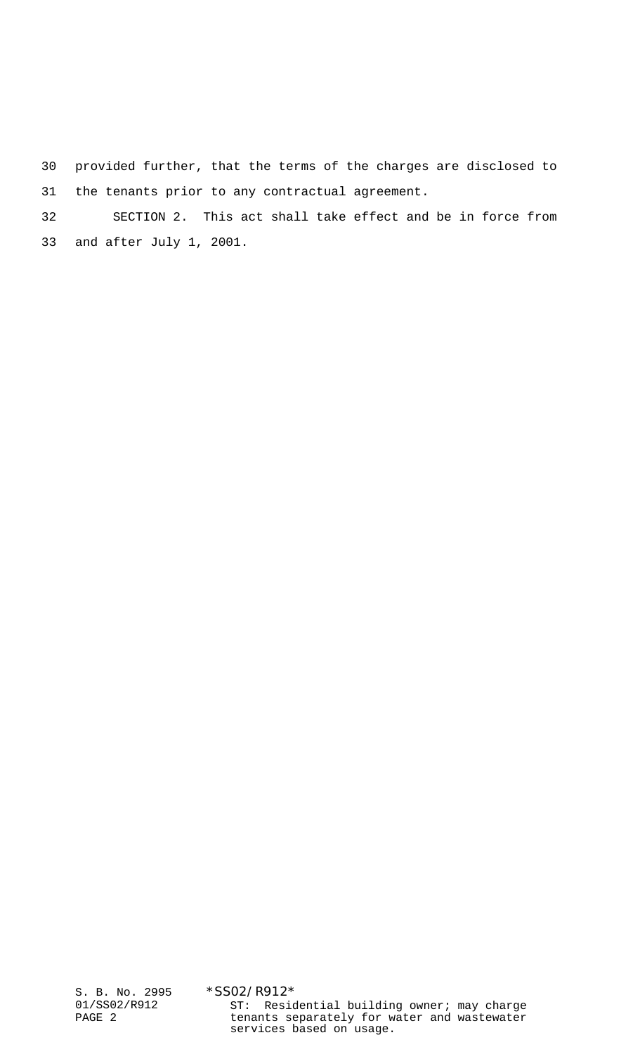provided further, that the terms of the charges are disclosed to the tenants prior to any contractual agreement.

SECTION 2. This act shall take effect and be in force from and after July 1, 2001.

ST: Residential building owner; may charge tenants separately for water and wastewater services based on usage.